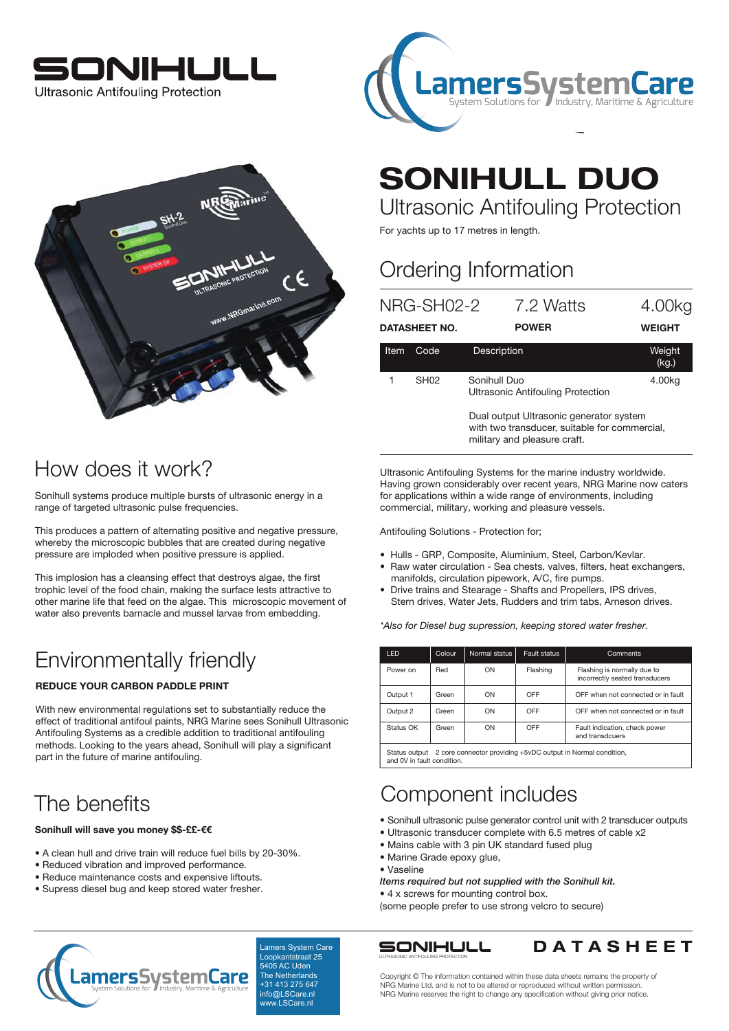# SONIHULL

Ultrasonic Antifouling Protection

LamersSystemCare
System Solutions for Industry, Maritime & Agriculture

# SONIHULL DUO

## Ultrasonic Antifouling Protection

For yachts up to 17 metres in length.

## Ordering Information

| NRG-SH02-2 | 7.2 Watts | 4.00kg |
|---|---|---|
| **DATASHEET NO.** | **POWER** | **WEIGHT** |

| Item | Code | Description | Weight (kg.) |
|---|---|---|---|
| 1 | SH02 | Sonihull Duo<br>Ultrasonic Antifouling Protection<br><br>Dual output Ultrasonic generator system with two transducer, suitable for commercial, military and pleasure craft. | 4.00kg |

## How does it work?

Sonihull systems produce multiple bursts of ultrasonic energy in a range of targeted ultrasonic pulse frequencies.

This produces a pattern of alternating positive and negative pressure, whereby the microscopic bubbles that are created during negative pressure are imploded when positive pressure is applied.

This implosion has a cleansing effect that destroys algae, the first trophic level of the food chain, making the surface lests attractive to other marine life that feed on the algae. This microscopic movement of water also prevents barnacle and mussel larvae from embedding.

Ultrasonic Antifouling Systems for the marine industry worldwide. Having grown considerably over recent years, NRG Marine now caters for applications within a wide range of environments, including commercial, military, working and pleasure vessels.

Antifouling Solutions - Protection for;

- Hulls - GRP, Composite, Aluminium, Steel, Carbon/Kevlar.
- Raw water circulation - Sea chests, valves, filters, heat exchangers, manifolds, circulation pipework, A/C, fire pumps.
- Drive trains and Stearage - Shafts and Propellers, IPS drives, Stern drives, Water Jets, Rudders and trim tabs, Arneson drives.

*\*Also for Diesel bug supression, keeping stored water fresher.*

| LED | Colour | Normal status | Fault status | Comments |
|---|---|---|---|---|
| Power on | Red | ON | Flashing | Flashing is normally due to incorrectly seated transducers |
| Output 1 | Green | ON | OFF | OFF when not connected or in fault |
| Output 2 | Green | ON | OFF | OFF when not connected or in fault |
| Status OK | Green | ON | OFF | Fault indication, check power and transdcuers |
| Status output | 2 core connector providing +5vDC output in Normal condition, and 0V in fault condition. | | | |

## Environmentally friendly

**REDUCE YOUR CARBON PADDLE PRINT**

With new environmental regulations set to substantially reduce the effect of traditional antifoul paints, NRG Marine sees Sonihull Ultrasonic Antifouling Systems as a credible addition to traditional antifouling methods. Looking to the years ahead, Sonihull will play a significant part in the future of marine antifouling.

## The benefits

**Sonihull will save you money $$-££-€€**

- A clean hull and drive train will reduce fuel bills by 20-30%.
- Reduced vibration and improved performance.
- Reduce maintenance costs and expensive liftouts.
- Supress diesel bug and keep stored water fresher.

## Component includes

- Sonihull ultrasonic pulse generator control unit with 2 transducer outputs
- Ultrasonic transducer complete with 6.5 metres of cable x2
- Mains cable with 3 pin UK standard fused plug
- Marine Grade epoxy glue,
- Vaseline

*Items required but not supplied with the Sonihull kit.*

- 4 x screws for mounting control box.

(some people prefer to use strong velcro to secure)

LamersSystemCare
System Solutions for Industry, Maritime & Agriculture

Lamers System Care
Loopkantstraat 25
5405 AC Uden
The Netherlands
+31 413 275 647
info@LSCare.nl
www.LSCare.nl

SONIHULL ULTRASONIC ANTIFOULING PROTECTION — DATASHEET

Copyright © The information contained within these data sheets remains the property of NRG Marine Ltd. and is not to be altered or reproduced without written permission. NRG Marine reserves the right to change any specification without giving prior notice.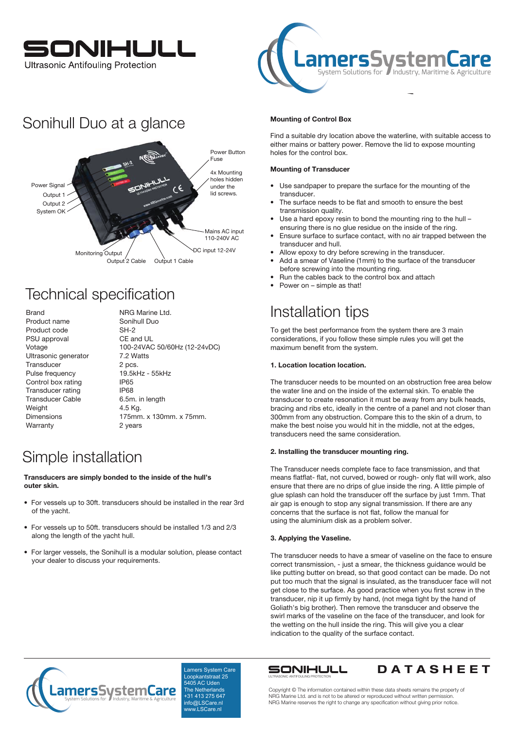SONIHULL
Ultrasonic Antifouling Protection

LamersSystemCare
System Solutions for Industry, Maritime & Agriculture

## Sonihull Duo at a glance

Power Button
Fuse
4x Mounting holes hidden under the lid screws.
Power Signal
Output 1
Output 2
System OK
Mains AC input 110-240V AC
DC input 12-24V
Monitoring Output
Output 2 Cable
Output 1 Cable

## Technical specification

| | |
|---|---|
| Brand | NRG Marine Ltd. |
| Product name | Sonihull Duo |
| Product code | SH-2 |
| PSU approval | CE and UL |
| Votage | 100-24VAC 50/60Hz (12-24vDC) |
| Ultrasonic generator | 7.2 Watts |
| Transducer | 2 pcs. |
| Pulse frequency | 19.5kHz - 55kHz |
| Control box rating | IP65 |
| Transducer rating | IP68 |
| Transducer Cable | 6.5m. in length |
| Weight | 4.5 Kg. |
| Dimensions | 175mm. x 130mm. x 75mm. |
| Warranty | 2 years |

## Simple installation

**Transducers are simply bonded to the inside of the hull's outer skin.**

- For vessels up to 30ft. transducers should be installed in the rear 3rd of the yacht.
- For vessels up to 50ft. transducers should be installed 1/3 and 2/3 along the length of the yacht hull.
- For larger vessels, the Sonihull is a modular solution, please contact your dealer to discuss your requirements.

**Mounting of Control Box**

Find a suitable dry location above the waterline, with suitable access to either mains or battery power. Remove the lid to expose mounting holes for the control box.

**Mounting of Transducer**

- Use sandpaper to prepare the surface for the mounting of the transducer.
- The surface needs to be flat and smooth to ensure the best transmission quality.
- Use a hard epoxy resin to bond the mounting ring to the hull – ensuring there is no glue residue on the inside of the ring.
- Ensure surface to surface contact, with no air trapped between the transducer and hull.
- Allow epoxy to dry before screwing in the transducer.
- Add a smear of Vaseline (1mm) to the surface of the transducer before screwing into the mounting ring.
- Run the cables back to the control box and attach
- Power on – simple as that!

## Installation tips

To get the best performance from the system there are 3 main considerations, if you follow these simple rules you will get the maximum benefit from the system.

**1. Location location location.**

The transducer needs to be mounted on an obstruction free area below the water line and on the inside of the external skin. To enable the transducer to create resonation it must be away from any bulk heads, bracing and ribs etc, ideally in the centre of a panel and not closer than 300mm from any obstruction. Compare this to the skin of a drum, to make the best noise you would hit in the middle, not at the edges, transducers need the same consideration.

**2. Installing the transducer mounting ring.**

The Transducer needs complete face to face transmission, and that means flatflat- flat, not curved, bowed or rough- only flat will work, also ensure that there are no drips of glue inside the ring. A little pimple of glue splash can hold the transducer off the surface by just 1mm. That air gap is enough to stop any signal transmission. If there are any concerns that the surface is not flat, follow the manual for using the aluminium disk as a problem solver.

**3. Applying the Vaseline.**

The transducer needs to have a smear of vaseline on the face to ensure correct transmission, - just a smear, the thickness guidance would be like putting butter on bread, so that good contact can be made. Do not put too much that the signal is insulated, as the transducer face will not get close to the surface. As good practice when you first screw in the transducer, nip it up firmly by hand, (not mega tight by the hand of Goliath's big brother). Then remove the transducer and observe the swirl marks of the vaseline on the face of the transducer, and look for the wetting on the hull inside the ring. This will give you a clear indication to the quality of the surface contact.

LamersSystemCare
System Solutions for Industry, Maritime & Agriculture

Lamers System Care
Loopkantstraat 25
5405 AC Uden
The Netherlands
+31 413 275 647
info@LSCare.nl
www.LSCare.nl

SONIHULL
ULTRASONIC ANTIFOULING PROTECTION

**DATASHEET**

Copyright © The information contained within these data sheets remains the property of NRG Marine Ltd. and is not to be altered or reproduced without written permission. NRG Marine reserves the right to change any specification without giving prior notice.